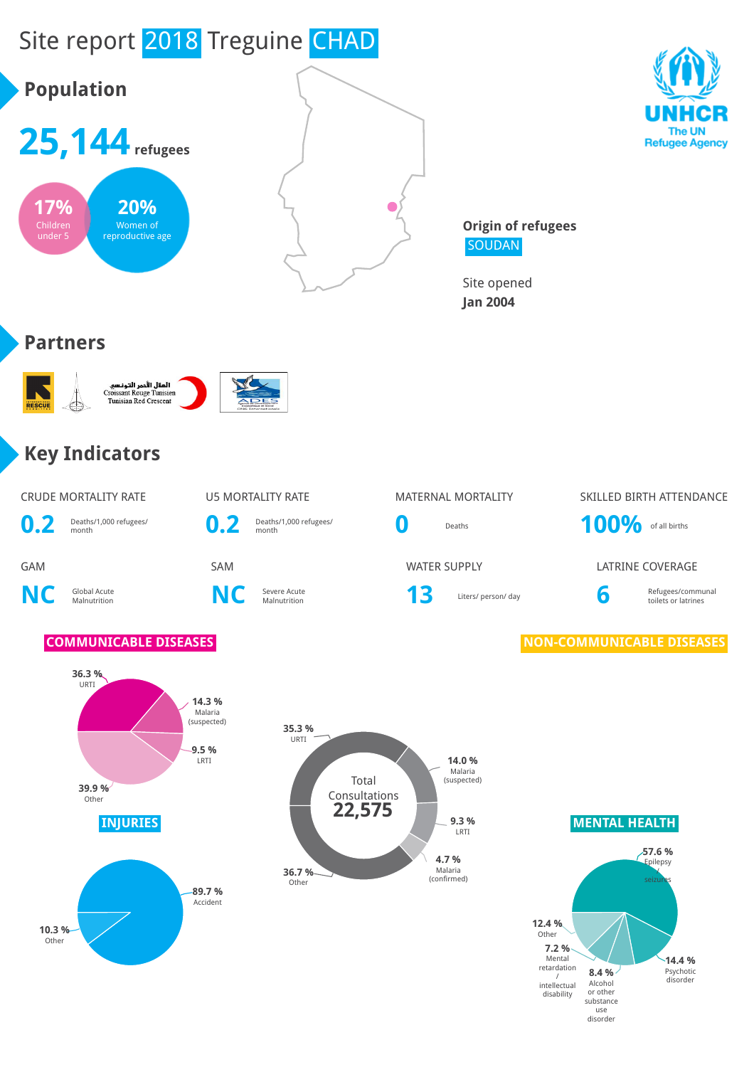# Site report 2018 Treguine CHAD

## Population

**25,144** refugees

17% Children under 5

20% Women of reproductive age

Origin of refugees
SOUDAN

Site opened
**Jan 2004**

UNHCR
The UN Refugee Agency

## Partners

International Rescue Committee

الهلال الأحمر التونسي
Croissant Rouge Tunisien
Tunisian Red Crescent

ADES

## Key Indicators

| CRUDE MORTALITY RATE | U5 MORTALITY RATE | MATERNAL MORTALITY | SKILLED BIRTH ATTENDANCE |
|---|---|---|---|
| **0.2** Deaths/1,000 refugees/ month | **0.2** Deaths/1,000 refugees/ month | **0** Deaths | **100%** of all births |

| GAM | SAM | WATER SUPPLY | LATRINE COVERAGE |
|---|---|---|---|
| **NC** Global Acute Malnutrition | **NC** Severe Acute Malnutrition | **13** Liters/ person/ day | **6** Refugees/communal toilets or latrines |

### COMMUNICABLE DISEASES

- 36.3 % URTI
- 14.3 % Malaria (suspected)
- 9.5 % LRTI
- 39.9 % Other

### Total Consultations 22,575

- 35.3 % URTI
- 14.0 % Malaria (suspected)
- 9.3 % LRTI
- 4.7 % Malaria (confirmed)
- 36.7 % Other

### NON-COMMUNICABLE DISEASES

### INJURIES

- 89.7 % Accident
- 10.3 % Other

### MENTAL HEALTH

- 57.6 % Epilepsy / seizures
- 14.4 % Psychotic disorder
- 8.4 % Alcohol or other substance use disorder
- 7.2 % Mental retardation / intellectual disability
- 12.4 % Other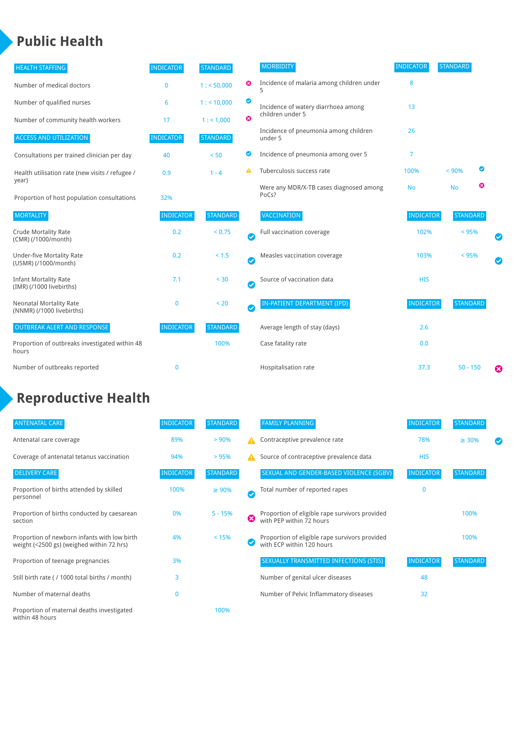# Public Health

| HEALTH STAFFING | INDICATOR | STANDARD | |
|---|---|---|---|
| Number of medical doctors | 0 | 1 : < 50,000 | ✖ |
| Number of qualified nurses | 6 | 1 : < 10,000 | ✔ |
| Number of community health workers | 17 | 1 : < 1,000 | ✖ |

| ACCESS AND UTILIZATION | INDICATOR | STANDARD | |
|---|---|---|---|
| Consultations per trained clinician per day | 40 | < 50 | ✔ |
| Health utilisation rate (new visits / refugee / year) | 0.9 | 1 - 4 | ⚠ |
| Proportion of host population consultations | 32% | | |

| MORTALITY | INDICATOR | STANDARD | |
|---|---|---|---|
| Crude Mortality Rate (CMR) (/1000/month) | 0.2 | < 0.75 | ✔ |
| Under-five Mortality Rate (U5MR) (/1000/month) | 0.2 | < 1.5 | ✔ |
| Infant Mortality Rate (IMR) (/1000 livebirths) | 7.1 | < 30 | ✔ |
| Neonatal Mortality Rate (NNMR) (/1000 livebirths) | 0 | < 20 | ✔ |

| OUTBREAK ALERT AND RESPONSE | INDICATOR | STANDARD |
|---|---|---|
| Proportion of outbreaks investigated within 48 hours | | 100% |
| Number of outbreaks reported | 0 | |

| MORBIDITY | INDICATOR | STANDARD | |
|---|---|---|---|
| Incidence of malaria among children under 5 | 8 | | |
| Incidence of watery diarrhoea among children under 5 | 13 | | |
| Incidence of pneumonia among children under 5 | 26 | | |
| Incidence of pneumonia among over 5 | 7 | | |
| Tuberculosis success rate | 100% | < 90% | ✔ |
| Were any MDR/X-TB cases diagnosed among PoCs? | No | No | ✖ |

| VACCINATION | INDICATOR | STANDARD | |
|---|---|---|---|
| Full vaccination coverage | 102% | < 95% | ✔ |
| Measles vaccination coverage | 103% | < 95% | ✔ |
| Source of vaccination data | HIS | | |

| IN-PATIENT DEPARTMENT (IPD) | INDICATOR | STANDARD | |
|---|---|---|---|
| Average length of stay (days) | 2.6 | | |
| Case fatality rate | 0.0 | | |
| Hospitalisation rate | 37.3 | 50 - 150 | ✖ |

# Reproductive Health

| ANTENATAL CARE | INDICATOR | STANDARD | |
|---|---|---|---|
| Antenatal care coverage | 89% | > 90% | ⚠ |
| Coverage of antenatal tetanus vaccination | 94% | > 95% | ⚠ |

| DELIVERY CARE | INDICATOR | STANDARD | |
|---|---|---|---|
| Proportion of births attended by skilled personnel | 100% | ≥ 90% | ✔ |
| Proportion of births conducted by caesarean section | 0% | 5 - 15% | ✖ |
| Proportion of newborn infants with low birth weight (<2500 gs) (weighed within 72 hrs) | 4% | < 15% | ✔ |
| Proportion of teenage pregnancies | 3% | | |
| Still birth rate ( / 1000 total births / month) | 3 | | |
| Number of maternal deaths | 0 | | |
| Proportion of maternal deaths investigated within 48 hours | | 100% | |

| FAMILY PLANNING | INDICATOR | STANDARD | |
|---|---|---|---|
| Contraceptive prevalence rate | 78% | ≥ 30% | ✔ |
| Source of contraceptive prevalence data | HIS | | |

| SEXUAL AND GENDER-BASED VIOLENCE (SGBV) | INDICATOR | STANDARD |
|---|---|---|
| Total number of reported rapes | 0 | |
| Proportion of eligible rape survivors provided with PEP within 72 hours | | 100% |
| Proportion of eligible rape survivors provided with ECP within 120 hours | | 100% |

| SEXUALLY TRANSMITTED INFECTIONS (STIS) | INDICATOR | STANDARD |
|---|---|---|
| Number of genital ulcer diseases | 48 | |
| Number of Pelvic Inflammatory diseases | 32 | |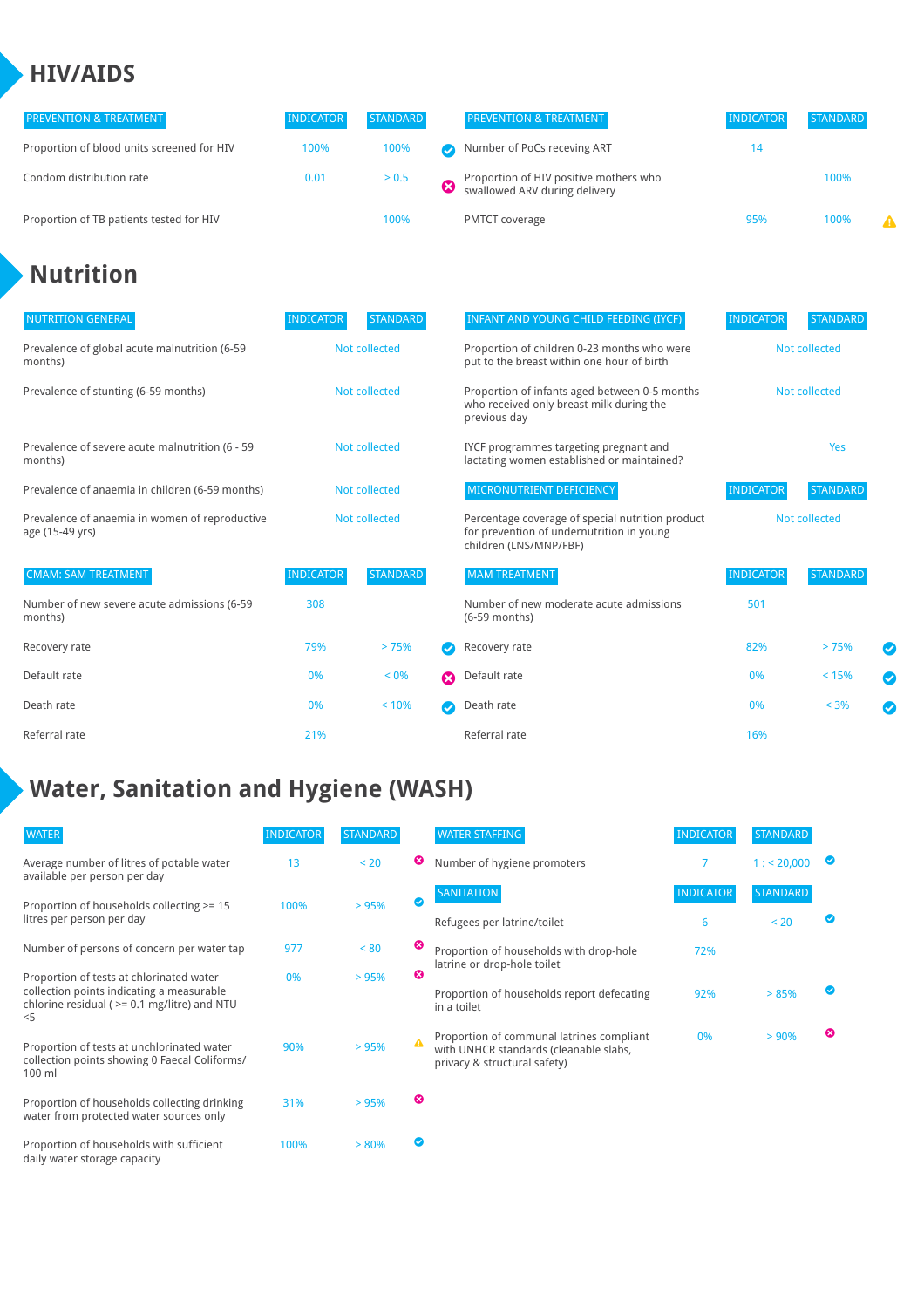# HIV/AIDS

| PREVENTION & TREATMENT | INDICATOR | STANDARD | |
|---|---|---|---|
| Proportion of blood units screened for HIV | 100% | 100% | ✔ |
| Condom distribution rate | 0.01 | > 0.5 | ✖ |
| Proportion of TB patients tested for HIV | | 100% | |

| PREVENTION & TREATMENT | INDICATOR | STANDARD | |
|---|---|---|---|
| Number of PoCs receving ART | 14 | | |
| Proportion of HIV positive mothers who swallowed ARV during delivery | | 100% | |
| PMTCT coverage | 95% | 100% | ⚠ |

# Nutrition

| NUTRITION GENERAL | INDICATOR | STANDARD |
|---|---|---|
| Prevalence of global acute malnutrition (6-59 months) | Not collected | |
| Prevalence of stunting (6-59 months) | Not collected | |
| Prevalence of severe acute malnutrition (6 - 59 months) | Not collected | |
| Prevalence of anaemia in children (6-59 months) | Not collected | |
| Prevalence of anaemia in women of reproductive age (15-49 yrs) | Not collected | |

| INFANT AND YOUNG CHILD FEEDING (IYCF) | INDICATOR | STANDARD |
|---|---|---|
| Proportion of children 0-23 months who were put to the breast within one hour of birth | Not collected | |
| Proportion of infants aged between 0-5 months who received only breast milk during the previous day | Not collected | |
| IYCF programmes targeting pregnant and lactating women established or maintained? | | Yes |

| MICRONUTRIENT DEFICIENCY | INDICATOR | STANDARD |
|---|---|---|
| Percentage coverage of special nutrition product for prevention of undernutrition in young children (LNS/MNP/FBF) | Not collected | |

| CMAM: SAM TREATMENT | INDICATOR | STANDARD | |
|---|---|---|---|
| Number of new severe acute admissions (6-59 months) | 308 | | |
| Recovery rate | 79% | > 75% | ✔ |
| Default rate | 0% | < 0% | ✖ |
| Death rate | 0% | < 10% | ✔ |
| Referral rate | 21% | | |

| MAM TREATMENT | INDICATOR | STANDARD | |
|---|---|---|---|
| Number of new moderate acute admissions (6-59 months) | 501 | | |
| Recovery rate | 82% | > 75% | ✔ |
| Default rate | 0% | < 15% | ✔ |
| Death rate | 0% | < 3% | ✔ |
| Referral rate | 16% | | |

# Water, Sanitation and Hygiene (WASH)

| WATER | INDICATOR | STANDARD | |
|---|---|---|---|
| Average number of litres of potable water available per person per day | 13 | < 20 | ✖ |
| Proportion of households collecting >= 15 litres per person per day | 100% | > 95% | ✔ |
| Number of persons of concern per water tap | 977 | < 80 | ✖ |
| Proportion of tests at chlorinated water collection points indicating a measurable chlorine residual ( >= 0.1 mg/litre) and NTU <5 | 0% | > 95% | ✖ |
| Proportion of tests at unchlorinated water collection points showing 0 Faecal Coliforms/ 100 ml | 90% | > 95% | ⚠ |
| Proportion of households collecting drinking water from protected water sources only | 31% | > 95% | ✖ |
| Proportion of households with sufficient daily water storage capacity | 100% | > 80% | ✔ |

| WATER STAFFING | INDICATOR | STANDARD | |
|---|---|---|---|
| Number of hygiene promoters | 7 | 1 : < 20,000 | ✔ |

| SANITATION | INDICATOR | STANDARD | |
|---|---|---|---|
| Refugees per latrine/toilet | 6 | < 20 | ✔ |
| Proportion of households with drop-hole latrine or drop-hole toilet | 72% | | |
| Proportion of households report defecating in a toilet | 92% | > 85% | ✔ |
| Proportion of communal latrines compliant with UNHCR standards (cleanable slabs, privacy & structural safety) | 0% | > 90% | ✖ |